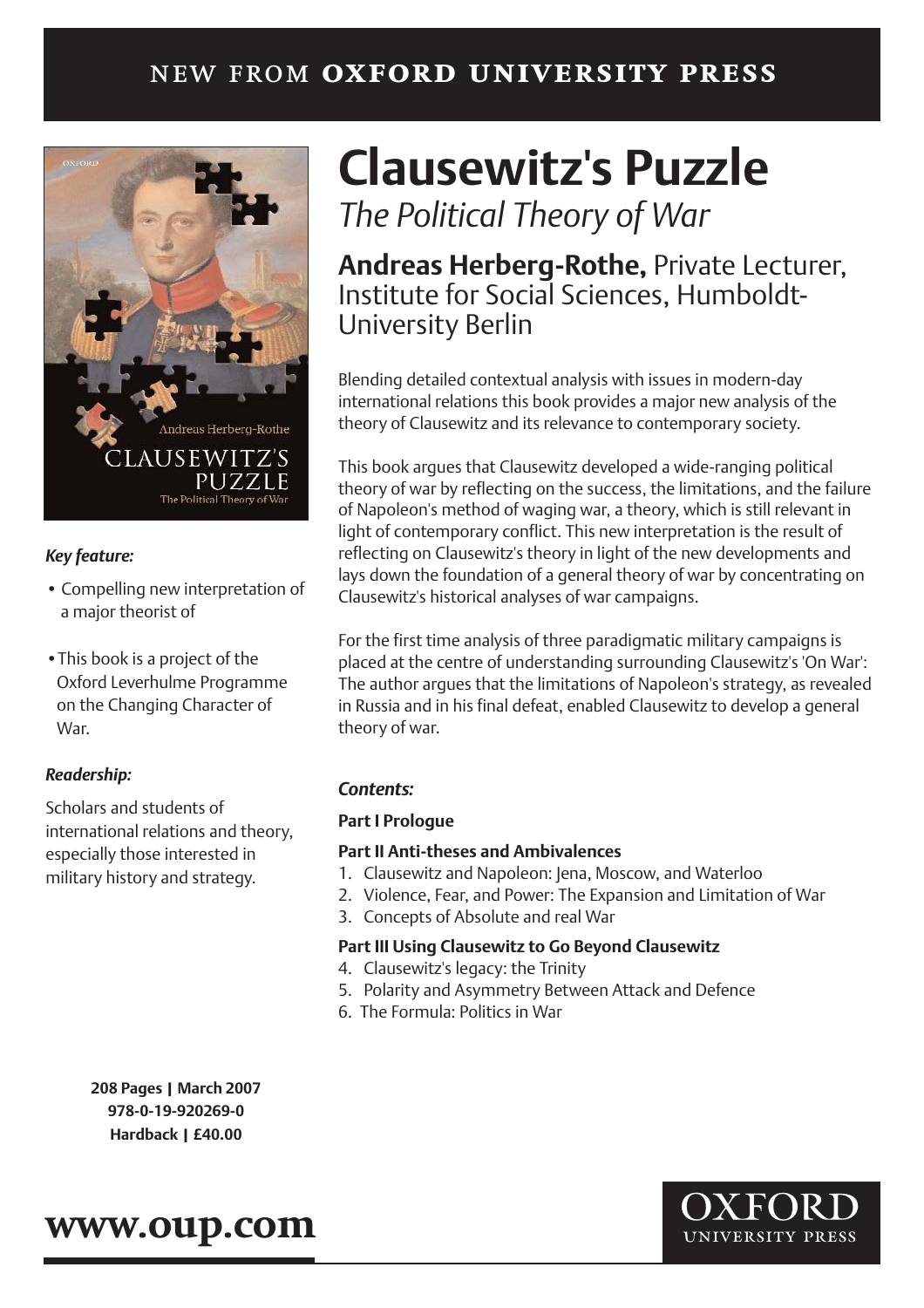NEW FROM **OXFORD UNIVERSITY PRESS**

# Clausewitz's Puzzle

*The Political Theory of War*

## **Andreas Herberg-Rothe,** Private Lecturer, Institute for Social Sciences, Humboldt-University Berlin

Blending detailed contextual analysis with issues in modern-day international relations this book provides a major new analysis of the theory of Clausewitz and its relevance to contemporary society.

This book argues that Clausewitz developed a wide-ranging political theory of war by reflecting on the success, the limitations, and the failure of Napoleon's method of waging war, a theory, which is still relevant in light of contemporary conflict. This new interpretation is the result of reflecting on Clausewitz's theory in light of the new developments and lays down the foundation of a general theory of war by concentrating on Clausewitz's historical analyses of war campaigns.

For the first time analysis of three paradigmatic military campaigns is placed at the centre of understanding surrounding Clausewitz's 'On War': The author argues that the limitations of Napoleon's strategy, as revealed in Russia and in his final defeat, enabled Clausewitz to develop a general theory of war.

***Key feature:***

- Compelling new interpretation of a major theorist of
- This book is a project of the Oxford Leverhulme Programme on the Changing Character of War.

***Readership:***

Scholars and students of international relations and theory, especially those interested in military history and strategy.

***Contents:***

**Part I Prologue**

**Part II Anti-theses and Ambivalences**

1. Clausewitz and Napoleon: Jena, Moscow, and Waterloo
2. Violence, Fear, and Power: The Expansion and Limitation of War
3. Concepts of Absolute and real War

**Part III Using Clausewitz to Go Beyond Clausewitz**

4. Clausewitz's legacy: the Trinity
5. Polarity and Asymmetry Between Attack and Defence
6. The Formula: Politics in War

**208 Pages | March 2007**
**978-0-19-920269-0**
**Hardback | £40.00**

**www.oup.com**

OXFORD UNIVERSITY PRESS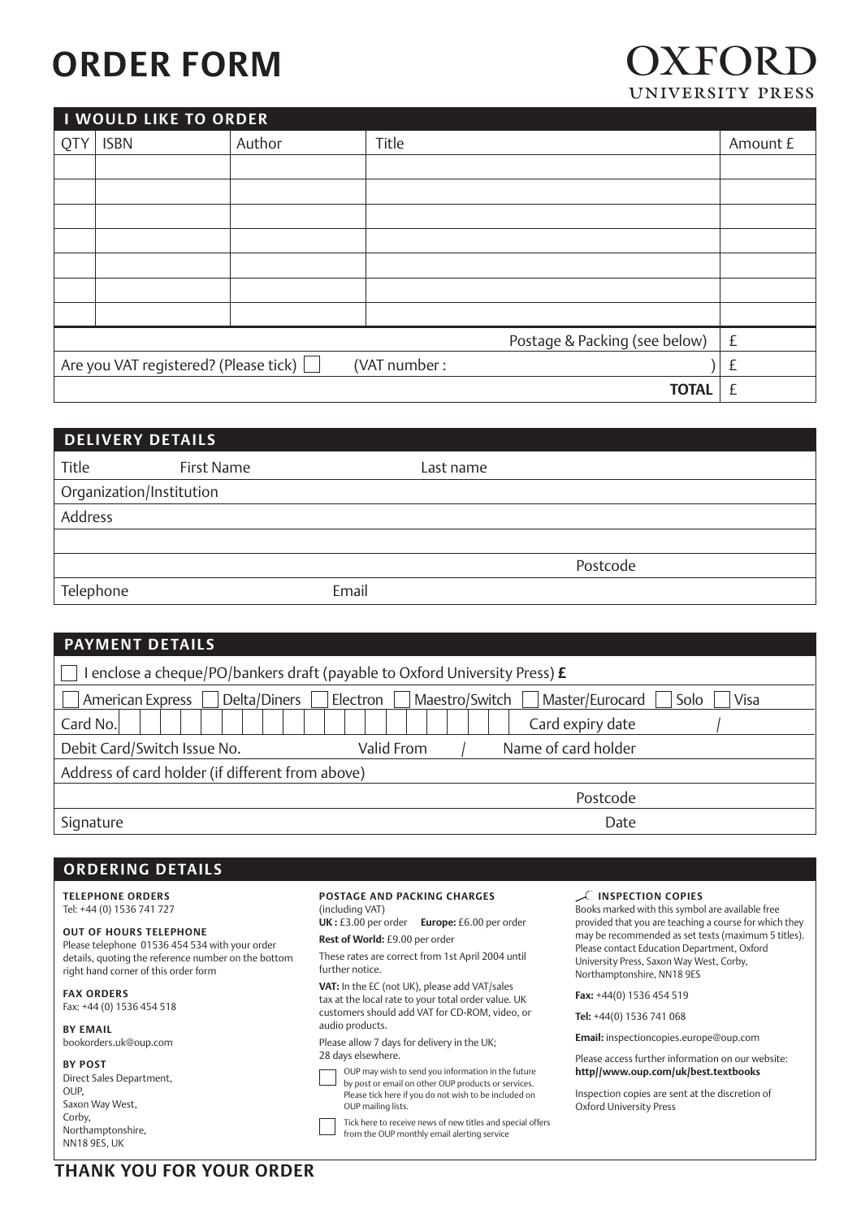# ORDER FORM

OXFORD
UNIVERSITY PRESS

## I WOULD LIKE TO ORDER

| QTY | ISBN | Author | Title | Amount £ |
|---|---|---|---|---|
| | | | | |
| | | | | |
| | | | | |
| | | | | |
| | | | | |
| | | | | |
| | | | | |
| | | | Postage & Packing (see below) | £ |
| Are you VAT registered? (Please tick) ☐ | | | (VAT number : ) | £ |
| | | | **TOTAL** | £ |

## DELIVERY DETAILS

| | | |
|---|---|---|
| Title | First Name | Last name |
| Organization/Institution | | |
| Address | | |
| | | |
| | | Postcode |
| Telephone | Email | |

## PAYMENT DETAILS

☐ I enclose a cheque/PO/bankers draft (payable to Oxford University Press) **£**

☐ American Express ☐ Delta/Diners ☐ Electron ☐ Maestro/Switch ☐ Master/Eurocard ☐ Solo ☐ Visa

| | | |
|---|---|---|
| Card No. | | Card expiry date / |
| Debit Card/Switch Issue No. | Valid From / | Name of card holder |
| Address of card holder (if different from above) | | |
| | | Postcode |
| Signature | | Date |

## ORDERING DETAILS

**TELEPHONE ORDERS**
Tel: +44 (0) 1536 741 727

**OUT OF HOURS TELEPHONE**
Please telephone 01536 454 534 with your order details, quoting the reference number on the bottom right hand corner of this order form

**FAX ORDERS**
Fax: +44 (0) 1536 454 518

**BY EMAIL**
bookorders.uk@oup.com

**BY POST**
Direct Sales Department,
OUP,
Saxon Way West,
Corby,
Northamptonshire,
NN18 9ES, UK

**POSTAGE AND PACKING CHARGES**
(including VAT)
**UK :** £3.00 per order **Europe:** £6.00 per order
**Rest of World:** £9.00 per order

These rates are correct from 1st April 2004 until further notice.

**VAT:** In the EC (not UK), please add VAT/sales tax at the local rate to your total order value. UK customers should add VAT for CD-ROM, video, or audio products.

Please allow 7 days for delivery in the UK; 28 days elsewhere.

☐ OUP may wish to send you information in the future by post or email on other OUP products or services. Please tick here if you do not wish to be included on OUP mailing lists.

☐ Tick here to receive news of new titles and special offers from the OUP monthly email alerting service

**INSPECTION COPIES**
Books marked with this symbol are available free provided that you are teaching a course for which they may be recommended as set texts (maximum 5 titles). Please contact Education Department, Oxford University Press, Saxon Way West, Corby, Northamptonshire, NN18 9ES

**Fax:** +44(0) 1536 454 519

**Tel:** +44(0) 1536 741 068

**Email:** inspectioncopies.europe@oup.com

Please access further information on our website: **http//www.oup.com/uk/best.textbooks**

Inspection copies are sent at the discretion of Oxford University Press

**THANK YOU FOR YOUR ORDER**